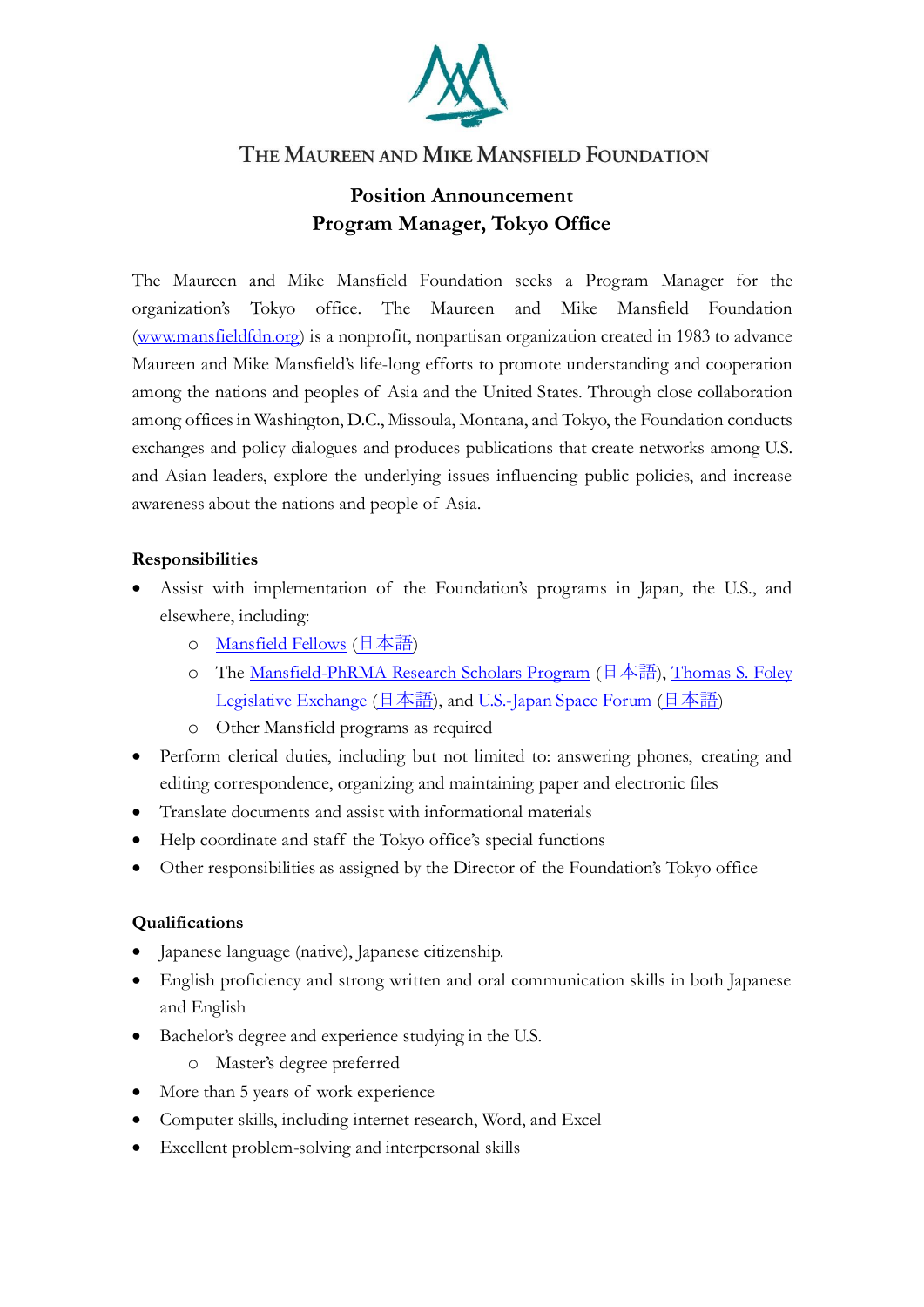# The Maureen and Mike Mansfield Foundation

## Position Announcement
## Program Manager, Tokyo Office

The Maureen and Mike Mansfield Foundation seeks a Program Manager for the organization's Tokyo office. The Maureen and Mike Mansfield Foundation (www.mansfieldfdn.org) is a nonprofit, nonpartisan organization created in 1983 to advance Maureen and Mike Mansfield's life-long efforts to promote understanding and cooperation among the nations and peoples of Asia and the United States. Through close collaboration among offices in Washington, D.C., Missoula, Montana, and Tokyo, the Foundation conducts exchanges and policy dialogues and produces publications that create networks among U.S. and Asian leaders, explore the underlying issues influencing public policies, and increase awareness about the nations and people of Asia.

**Responsibilities**

- Assist with implementation of the Foundation's programs in Japan, the U.S., and elsewhere, including:
  - Mansfield Fellows (日本語)
  - The Mansfield-PhRMA Research Scholars Program (日本語), Thomas S. Foley Legislative Exchange (日本語), and U.S.-Japan Space Forum (日本語)
  - Other Mansfield programs as required
- Perform clerical duties, including but not limited to: answering phones, creating and editing correspondence, organizing and maintaining paper and electronic files
- Translate documents and assist with informational materials
- Help coordinate and staff the Tokyo office's special functions
- Other responsibilities as assigned by the Director of the Foundation's Tokyo office

**Qualifications**

- Japanese language (native), Japanese citizenship.
- English proficiency and strong written and oral communication skills in both Japanese and English
- Bachelor's degree and experience studying in the U.S.
  - Master's degree preferred
- More than 5 years of work experience
- Computer skills, including internet research, Word, and Excel
- Excellent problem-solving and interpersonal skills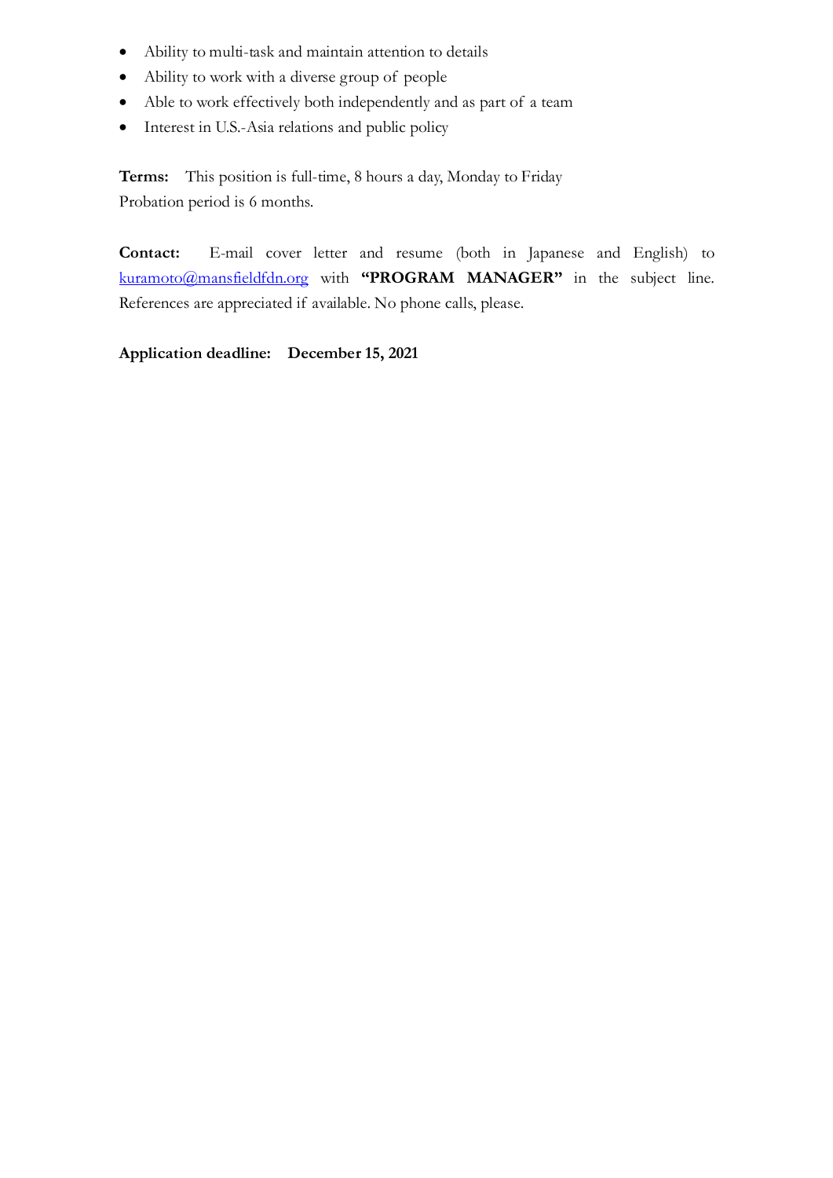- Ability to multi-task and maintain attention to details
- Ability to work with a diverse group of people
- Able to work effectively both independently and as part of a team
- Interest in U.S.-Asia relations and public policy

**Terms:** This position is full-time, 8 hours a day, Monday to Friday
Probation period is 6 months.

**Contact:** E-mail cover letter and resume (both in Japanese and English) to kuramoto@mansfieldfdn.org with **"PROGRAM MANAGER"** in the subject line. References are appreciated if available. No phone calls, please.

**Application deadline: December 15, 2021**